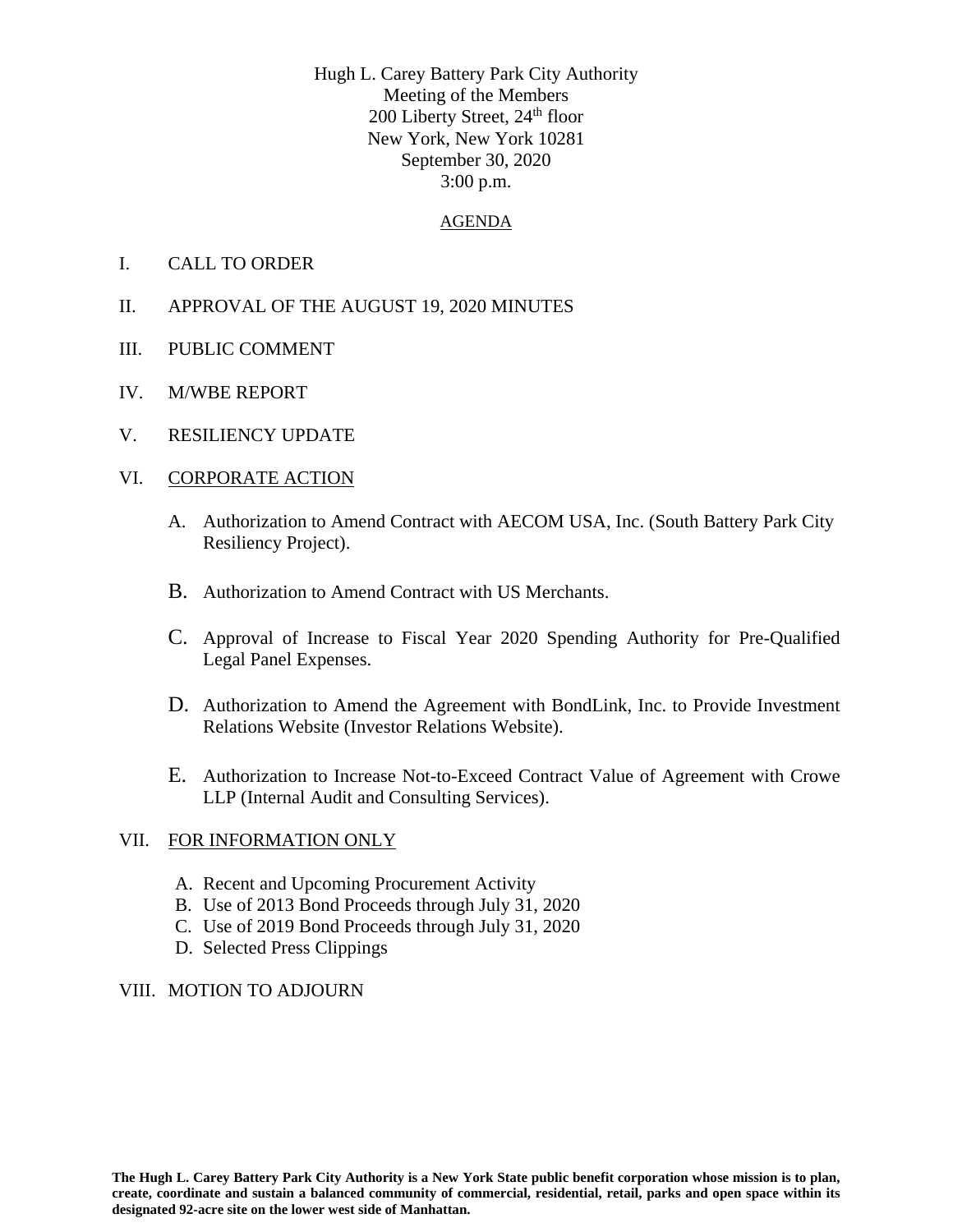Hugh L. Carey Battery Park City Authority
Meeting of the Members
200 Liberty Street, 24th floor
New York, New York 10281
September 30, 2020
3:00 p.m.

AGENDA

I. CALL TO ORDER

II. APPROVAL OF THE AUGUST 19, 2020 MINUTES

III. PUBLIC COMMENT

IV. M/WBE REPORT

V. RESILIENCY UPDATE

VI. CORPORATE ACTION

A. Authorization to Amend Contract with AECOM USA, Inc. (South Battery Park City Resiliency Project).

B. Authorization to Amend Contract with US Merchants.

C. Approval of Increase to Fiscal Year 2020 Spending Authority for Pre-Qualified Legal Panel Expenses.

D. Authorization to Amend the Agreement with BondLink, Inc. to Provide Investment Relations Website (Investor Relations Website).

E. Authorization to Increase Not-to-Exceed Contract Value of Agreement with Crowe LLP (Internal Audit and Consulting Services).

VII. FOR INFORMATION ONLY

A. Recent and Upcoming Procurement Activity
B. Use of 2013 Bond Proceeds through July 31, 2020
C. Use of 2019 Bond Proceeds through July 31, 2020
D. Selected Press Clippings

VIII. MOTION TO ADJOURN

**The Hugh L. Carey Battery Park City Authority is a New York State public benefit corporation whose mission is to plan, create, coordinate and sustain a balanced community of commercial, residential, retail, parks and open space within its designated 92-acre site on the lower west side of Manhattan.**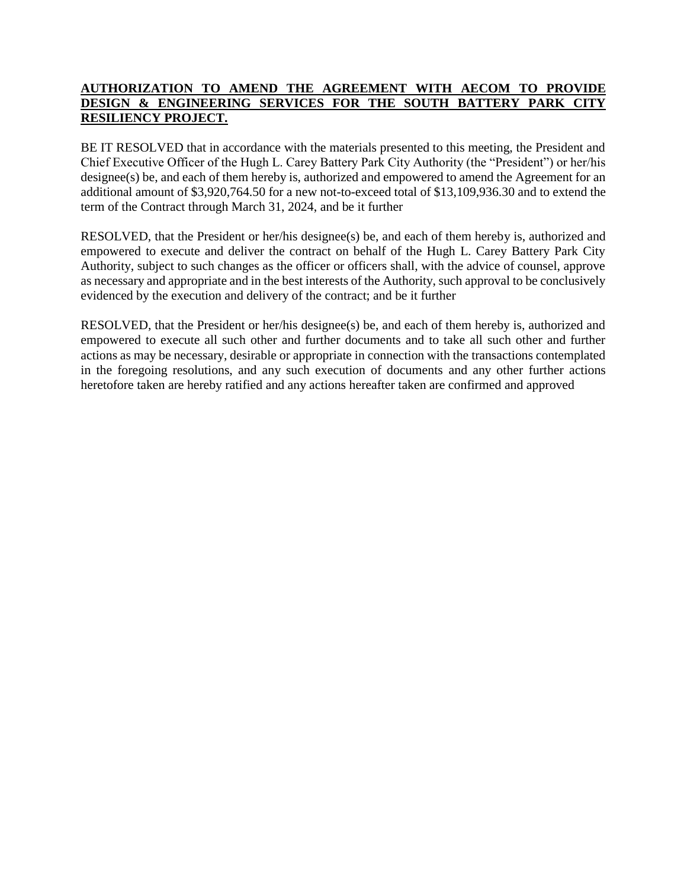**AUTHORIZATION TO AMEND THE AGREEMENT WITH AECOM TO PROVIDE DESIGN & ENGINEERING SERVICES FOR THE SOUTH BATTERY PARK CITY RESILIENCY PROJECT.**

BE IT RESOLVED that in accordance with the materials presented to this meeting, the President and Chief Executive Officer of the Hugh L. Carey Battery Park City Authority (the "President") or her/his designee(s) be, and each of them hereby is, authorized and empowered to amend the Agreement for an additional amount of $3,920,764.50 for a new not-to-exceed total of $13,109,936.30 and to extend the term of the Contract through March 31, 2024, and be it further

RESOLVED, that the President or her/his designee(s) be, and each of them hereby is, authorized and empowered to execute and deliver the contract on behalf of the Hugh L. Carey Battery Park City Authority, subject to such changes as the officer or officers shall, with the advice of counsel, approve as necessary and appropriate and in the best interests of the Authority, such approval to be conclusively evidenced by the execution and delivery of the contract; and be it further

RESOLVED, that the President or her/his designee(s) be, and each of them hereby is, authorized and empowered to execute all such other and further documents and to take all such other and further actions as may be necessary, desirable or appropriate in connection with the transactions contemplated in the foregoing resolutions, and any such execution of documents and any other further actions heretofore taken are hereby ratified and any actions hereafter taken are confirmed and approved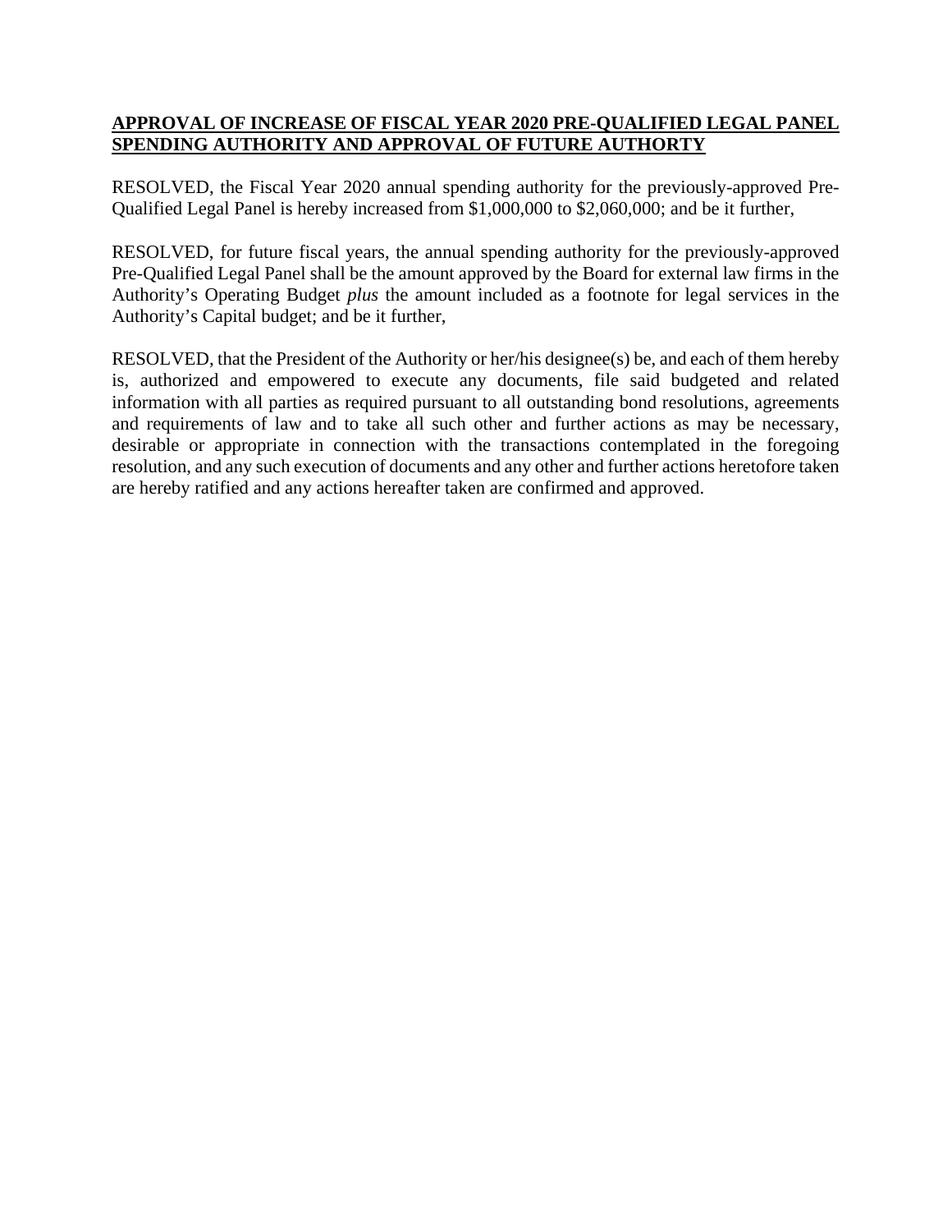**APPROVAL OF INCREASE OF FISCAL YEAR 2020 PRE-QUALIFIED LEGAL PANEL SPENDING AUTHORITY AND APPROVAL OF FUTURE AUTHORTY**

RESOLVED, the Fiscal Year 2020 annual spending authority for the previously-approved Pre-Qualified Legal Panel is hereby increased from $1,000,000 to $2,060,000; and be it further,

RESOLVED, for future fiscal years, the annual spending authority for the previously-approved Pre-Qualified Legal Panel shall be the amount approved by the Board for external law firms in the Authority's Operating Budget *plus* the amount included as a footnote for legal services in the Authority's Capital budget; and be it further,

RESOLVED, that the President of the Authority or her/his designee(s) be, and each of them hereby is, authorized and empowered to execute any documents, file said budgeted and related information with all parties as required pursuant to all outstanding bond resolutions, agreements and requirements of law and to take all such other and further actions as may be necessary, desirable or appropriate in connection with the transactions contemplated in the foregoing resolution, and any such execution of documents and any other and further actions heretofore taken are hereby ratified and any actions hereafter taken are confirmed and approved.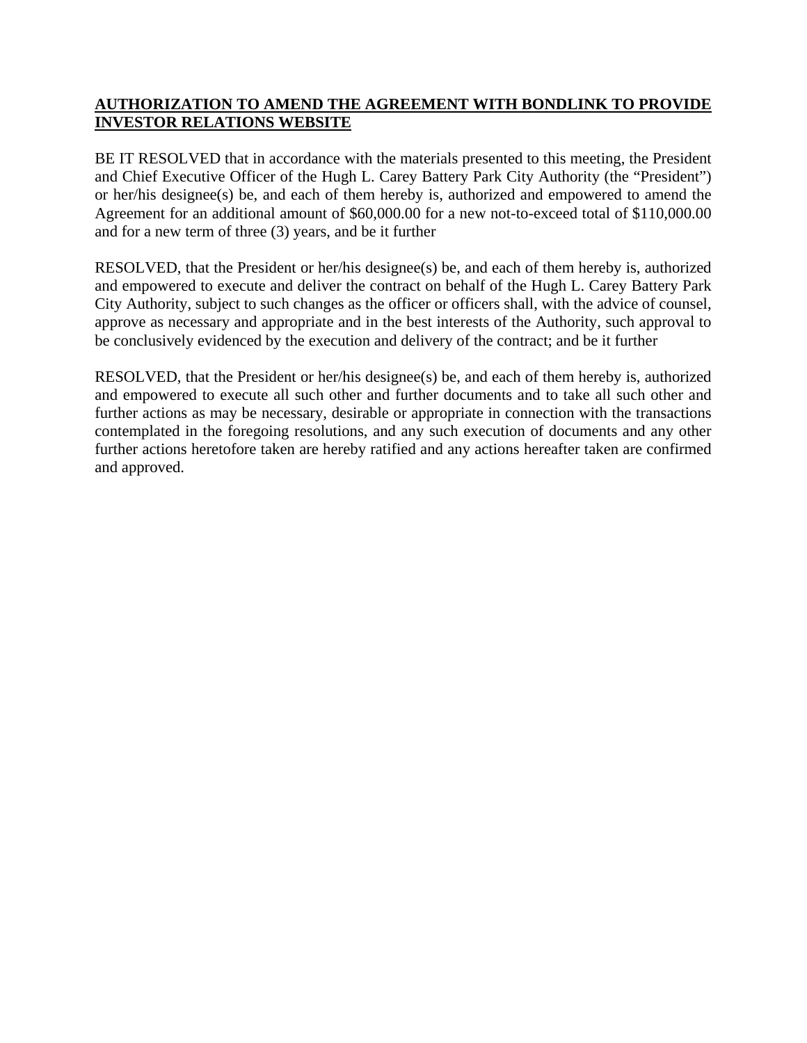**AUTHORIZATION TO AMEND THE AGREEMENT WITH BONDLINK TO PROVIDE INVESTOR RELATIONS WEBSITE**

BE IT RESOLVED that in accordance with the materials presented to this meeting, the President and Chief Executive Officer of the Hugh L. Carey Battery Park City Authority (the "President") or her/his designee(s) be, and each of them hereby is, authorized and empowered to amend the Agreement for an additional amount of $60,000.00 for a new not-to-exceed total of $110,000.00 and for a new term of three (3) years, and be it further

RESOLVED, that the President or her/his designee(s) be, and each of them hereby is, authorized and empowered to execute and deliver the contract on behalf of the Hugh L. Carey Battery Park City Authority, subject to such changes as the officer or officers shall, with the advice of counsel, approve as necessary and appropriate and in the best interests of the Authority, such approval to be conclusively evidenced by the execution and delivery of the contract; and be it further

RESOLVED, that the President or her/his designee(s) be, and each of them hereby is, authorized and empowered to execute all such other and further documents and to take all such other and further actions as may be necessary, desirable or appropriate in connection with the transactions contemplated in the foregoing resolutions, and any such execution of documents and any other further actions heretofore taken are hereby ratified and any actions hereafter taken are confirmed and approved.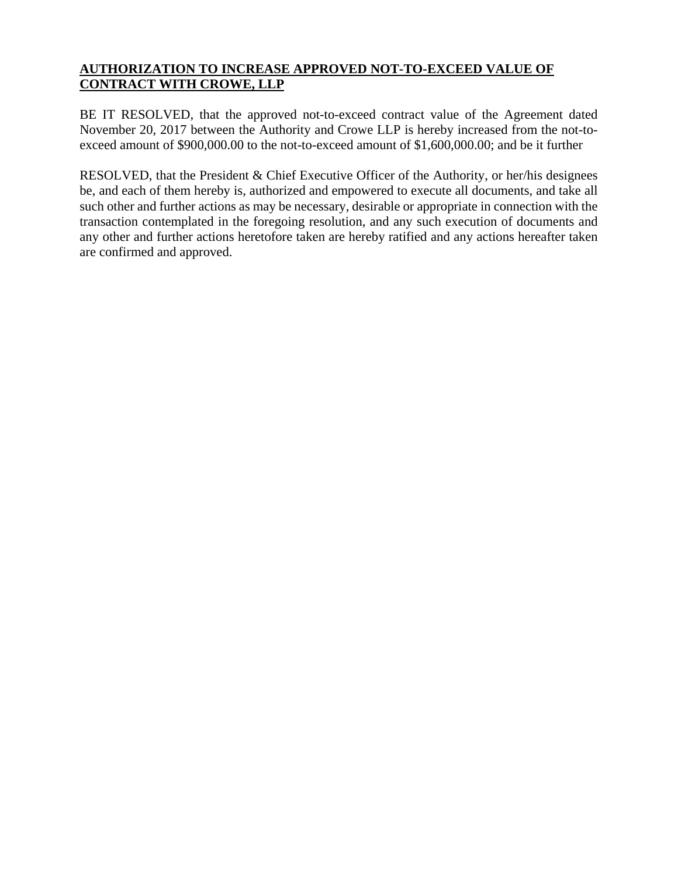**AUTHORIZATION TO INCREASE APPROVED NOT-TO-EXCEED VALUE OF CONTRACT WITH CROWE, LLP**

BE IT RESOLVED, that the approved not-to-exceed contract value of the Agreement dated November 20, 2017 between the Authority and Crowe LLP is hereby increased from the not-to-exceed amount of $900,000.00 to the not-to-exceed amount of $1,600,000.00; and be it further

RESOLVED, that the President & Chief Executive Officer of the Authority, or her/his designees be, and each of them hereby is, authorized and empowered to execute all documents, and take all such other and further actions as may be necessary, desirable or appropriate in connection with the transaction contemplated in the foregoing resolution, and any such execution of documents and any other and further actions heretofore taken are hereby ratified and any actions hereafter taken are confirmed and approved.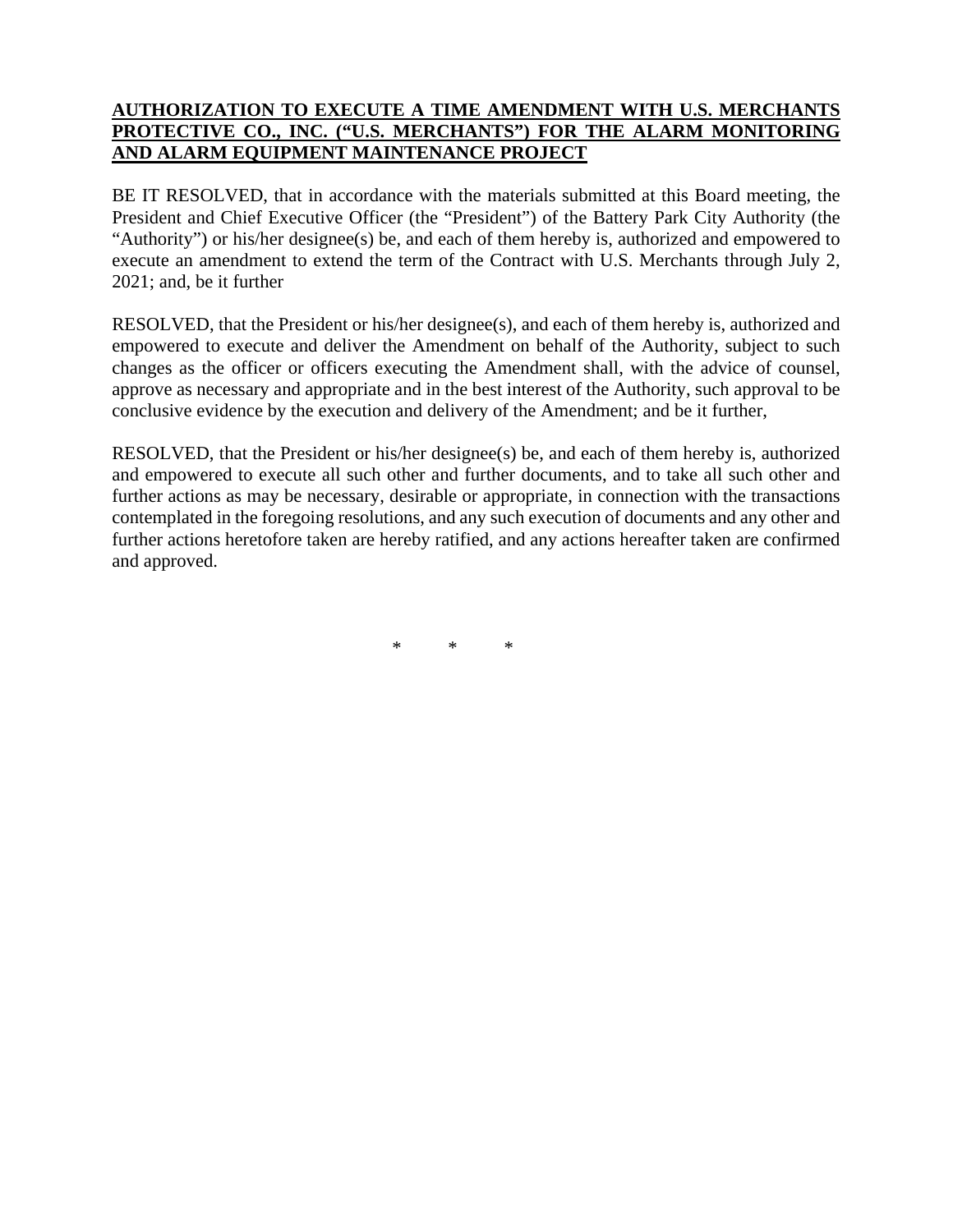**<u>AUTHORIZATION TO EXECUTE A TIME AMENDMENT WITH U.S. MERCHANTS PROTECTIVE CO., INC. ("U.S. MERCHANTS") FOR THE ALARM MONITORING AND ALARM EQUIPMENT MAINTENANCE PROJECT</u>**

BE IT RESOLVED, that in accordance with the materials submitted at this Board meeting, the President and Chief Executive Officer (the "President") of the Battery Park City Authority (the "Authority") or his/her designee(s) be, and each of them hereby is, authorized and empowered to execute an amendment to extend the term of the Contract with U.S. Merchants through July 2, 2021; and, be it further

RESOLVED, that the President or his/her designee(s), and each of them hereby is, authorized and empowered to execute and deliver the Amendment on behalf of the Authority, subject to such changes as the officer or officers executing the Amendment shall, with the advice of counsel, approve as necessary and appropriate and in the best interest of the Authority, such approval to be conclusive evidence by the execution and delivery of the Amendment; and be it further,

RESOLVED, that the President or his/her designee(s) be, and each of them hereby is, authorized and empowered to execute all such other and further documents, and to take all such other and further actions as may be necessary, desirable or appropriate, in connection with the transactions contemplated in the foregoing resolutions, and any such execution of documents and any other and further actions heretofore taken are hereby ratified, and any actions hereafter taken are confirmed and approved.

\* \* \*